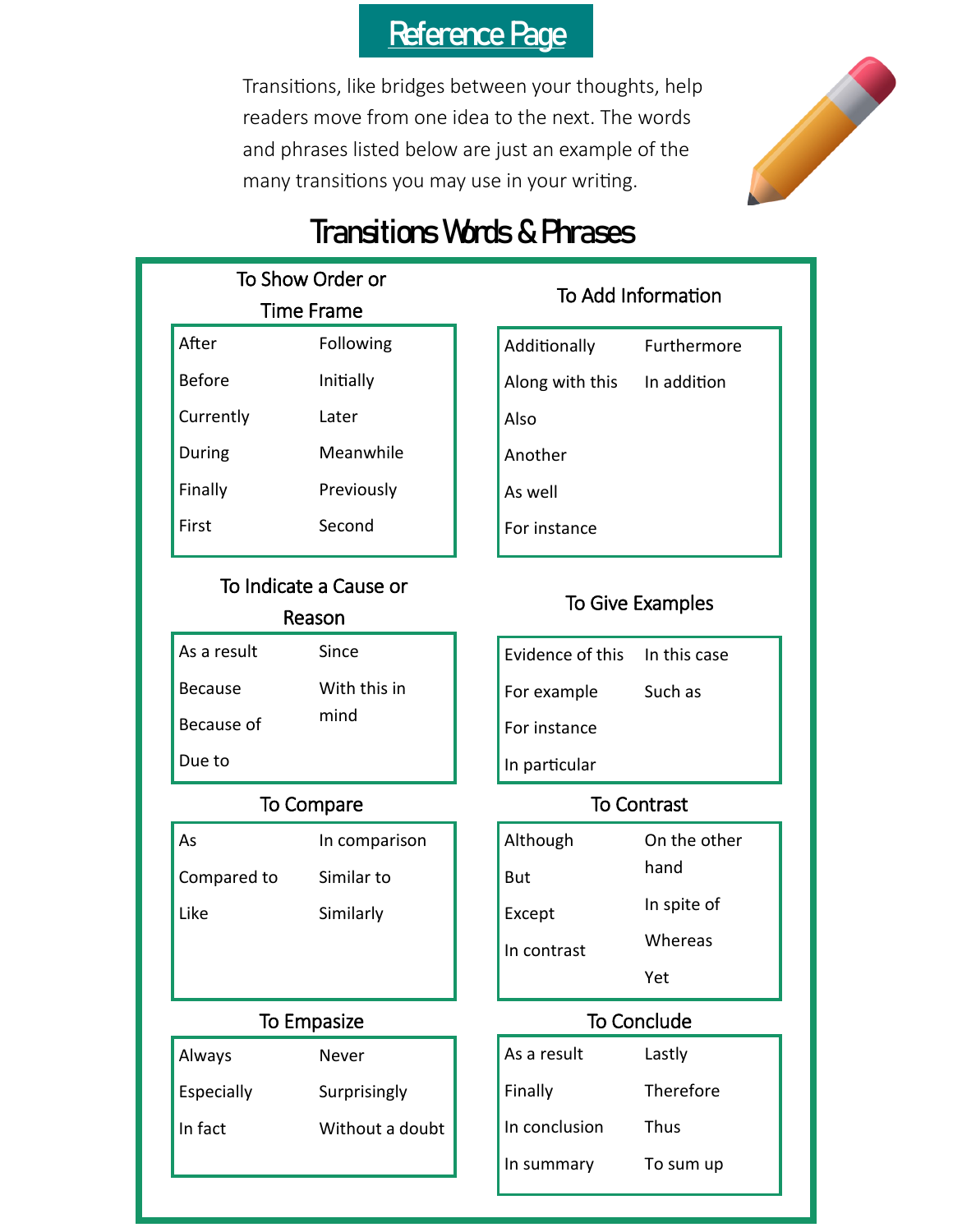# Reference Page

Transitions, like bridges between your thoughts, help readers move from one idea to the next. The words and phrases listed below are just an example of the many transitions you may use in your writing.

## Transitions Words & Phrases

### To Show Order or Time Frame

| | |
|---|---|
| After | Following |
| Before | Initially |
| Currently | Later |
| During | Meanwhile |
| Finally | Previously |
| First | Second |

### To Add Information

| | |
|---|---|
| Additionally | Furthermore |
| Along with this | In addition |
| Also | |
| Another | |
| As well | |
| For instance | |

### To Indicate a Cause or Reason

| | |
|---|---|
| As a result | Since |
| Because | With this in mind |
| Because of | |
| Due to | |

### To Give Examples

| | |
|---|---|
| Evidence of this | In this case |
| For example | Such as |
| For instance | |
| In particular | |

### To Compare

| | |
|---|---|
| As | In comparison |
| Compared to | Similar to |
| Like | Similarly |

### To Contrast

| | |
|---|---|
| Although | On the other hand |
| But | In spite of |
| Except | Whereas |
| In contrast | Yet |

### To Empasize

| | |
|---|---|
| Always | Never |
| Especially | Surprisingly |
| In fact | Without a doubt |

### To Conclude

| | |
|---|---|
| As a result | Lastly |
| Finally | Therefore |
| In conclusion | Thus |
| In summary | To sum up |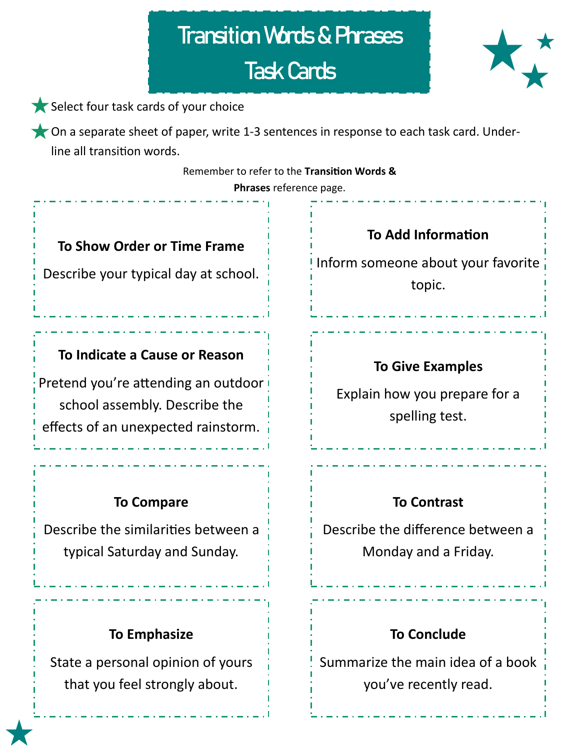# Transition Words & Phrases Task Cards

- Select four task cards of your choice
- On a separate sheet of paper, write 1-3 sentences in response to each task card. Underline all transition words.

Remember to refer to the **Transition Words & Phrases** reference page.

**To Show Order or Time Frame**

Describe your typical day at school.

**To Add Information**

Inform someone about your favorite topic.

**To Indicate a Cause or Reason**

Pretend you're attending an outdoor school assembly. Describe the effects of an unexpected rainstorm.

**To Give Examples**

Explain how you prepare for a spelling test.

**To Compare**

Describe the similarities between a typical Saturday and Sunday.

**To Contrast**

Describe the difference between a Monday and a Friday.

**To Emphasize**

State a personal opinion of yours that you feel strongly about.

**To Conclude**

Summarize the main idea of a book you've recently read.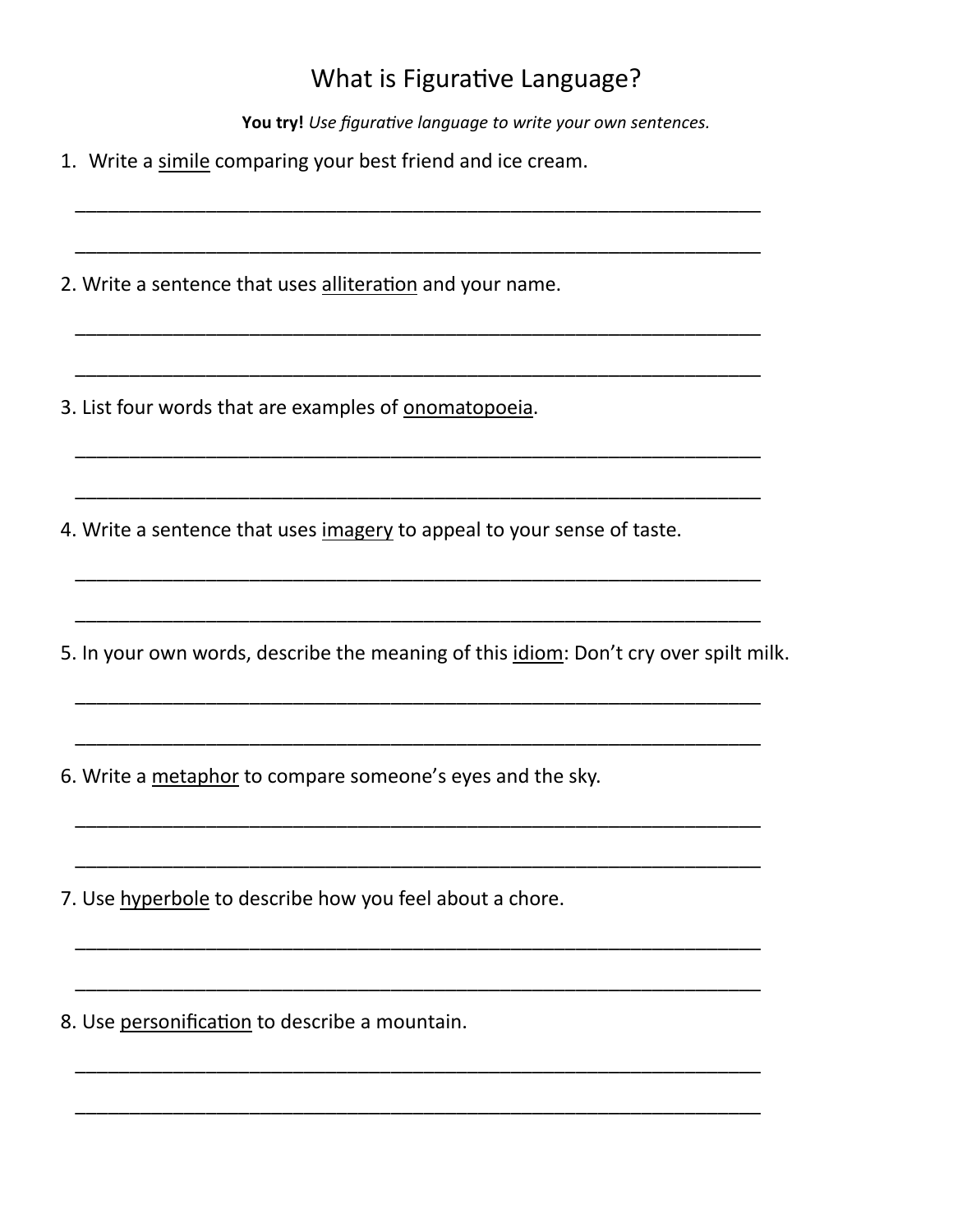# What is Figurative Language?

**You try!** *Use figurative language to write your own sentences.*

1. Write a <u>simile</u> comparing your best friend and ice cream.

_______________________________________________________________

_______________________________________________________________

2. Write a sentence that uses <u>alliteration</u> and your name.

_______________________________________________________________

_______________________________________________________________

3. List four words that are examples of <u>onomatopoeia</u>.

_______________________________________________________________

_______________________________________________________________

4. Write a sentence that uses <u>imagery</u> to appeal to your sense of taste.

_______________________________________________________________

_______________________________________________________________

5. In your own words, describe the meaning of this <u>idiom</u>: Don't cry over spilt milk.

_______________________________________________________________

_______________________________________________________________

6. Write a <u>metaphor</u> to compare someone's eyes and the sky.

_______________________________________________________________

_______________________________________________________________

7. Use <u>hyperbole</u> to describe how you feel about a chore.

_______________________________________________________________

_______________________________________________________________

8. Use <u>personification</u> to describe a mountain.

_______________________________________________________________

_______________________________________________________________